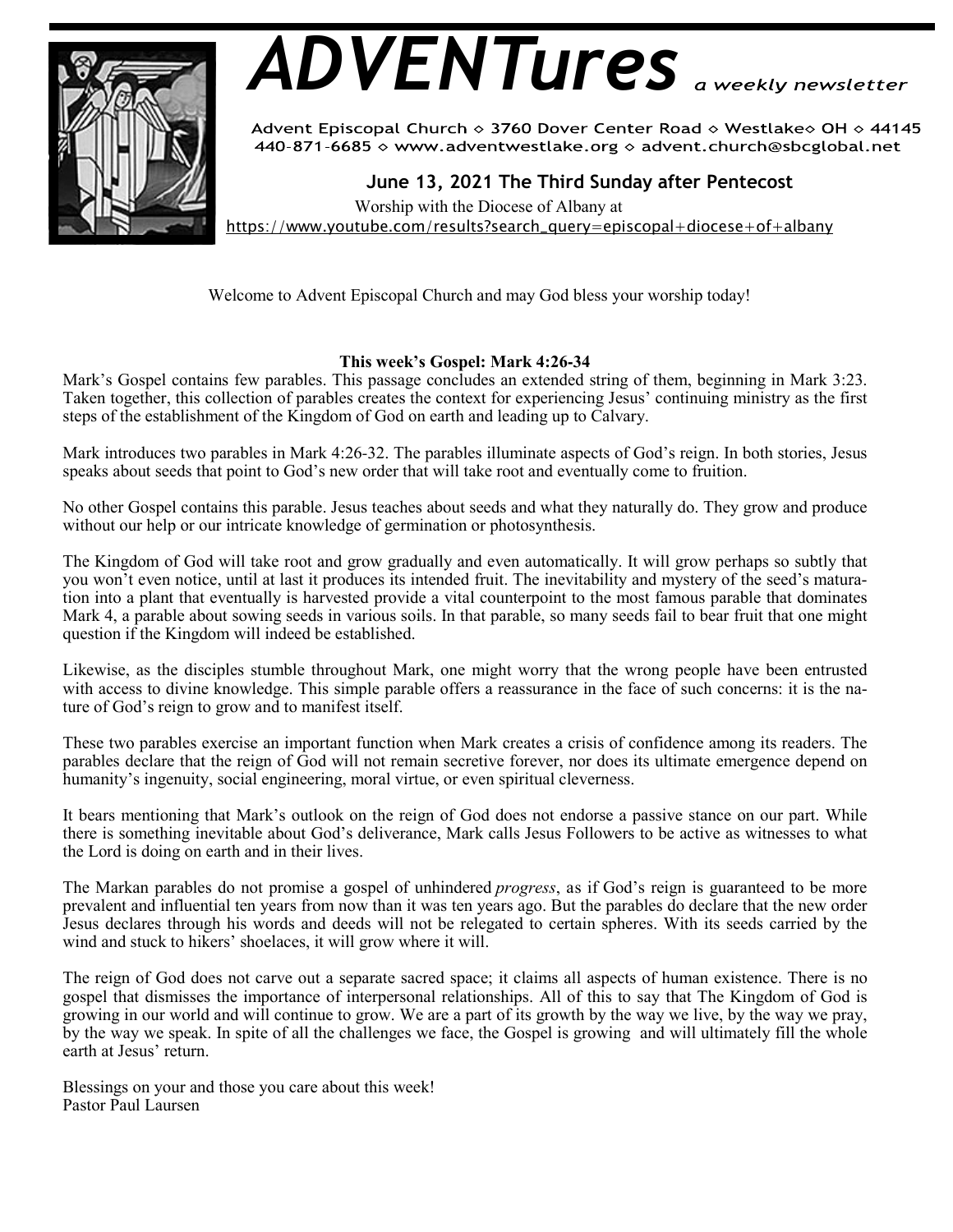# ADVENTures *a weekly newsletter*

Advent Episcopal Church ◇ 3760 Dover Center Road ◇ Westlake◇ OH ◇ 44145
440-871-6685 ◇ www.adventwestlake.org ◇ advent.church@sbcglobal.net

## June 13, 2021 The Third Sunday after Pentecost

Worship with the Diocese of Albany at
https://www.youtube.com/results?search_query=episcopal+diocese+of+albany

Welcome to Advent Episcopal Church and may God bless your worship today!

**This week's Gospel: Mark 4:26-34**

Mark's Gospel contains few parables. This passage concludes an extended string of them, beginning in Mark 3:23. Taken together, this collection of parables creates the context for experiencing Jesus' continuing ministry as the first steps of the establishment of the Kingdom of God on earth and leading up to Calvary.

Mark introduces two parables in Mark 4:26-32. The parables illuminate aspects of God's reign. In both stories, Jesus speaks about seeds that point to God's new order that will take root and eventually come to fruition.

No other Gospel contains this parable. Jesus teaches about seeds and what they naturally do. They grow and produce without our help or our intricate knowledge of germination or photosynthesis.

The Kingdom of God will take root and grow gradually and even automatically. It will grow perhaps so subtly that you won't even notice, until at last it produces its intended fruit. The inevitability and mystery of the seed's maturation into a plant that eventually is harvested provide a vital counterpoint to the most famous parable that dominates Mark 4, a parable about sowing seeds in various soils. In that parable, so many seeds fail to bear fruit that one might question if the Kingdom will indeed be established.

Likewise, as the disciples stumble throughout Mark, one might worry that the wrong people have been entrusted with access to divine knowledge. This simple parable offers a reassurance in the face of such concerns: it is the nature of God's reign to grow and to manifest itself.

These two parables exercise an important function when Mark creates a crisis of confidence among its readers. The parables declare that the reign of God will not remain secretive forever, nor does its ultimate emergence depend on humanity's ingenuity, social engineering, moral virtue, or even spiritual cleverness.

It bears mentioning that Mark's outlook on the reign of God does not endorse a passive stance on our part. While there is something inevitable about God's deliverance, Mark calls Jesus Followers to be active as witnesses to what the Lord is doing on earth and in their lives.

The Markan parables do not promise a gospel of unhindered *progress*, as if God's reign is guaranteed to be more prevalent and influential ten years from now than it was ten years ago. But the parables do declare that the new order Jesus declares through his words and deeds will not be relegated to certain spheres. With its seeds carried by the wind and stuck to hikers' shoelaces, it will grow where it will.

The reign of God does not carve out a separate sacred space; it claims all aspects of human existence. There is no gospel that dismisses the importance of interpersonal relationships. All of this to say that The Kingdom of God is growing in our world and will continue to grow. We are a part of its growth by the way we live, by the way we pray, by the way we speak. In spite of all the challenges we face, the Gospel is growing and will ultimately fill the whole earth at Jesus' return.

Blessings on your and those you care about this week!
Pastor Paul Laursen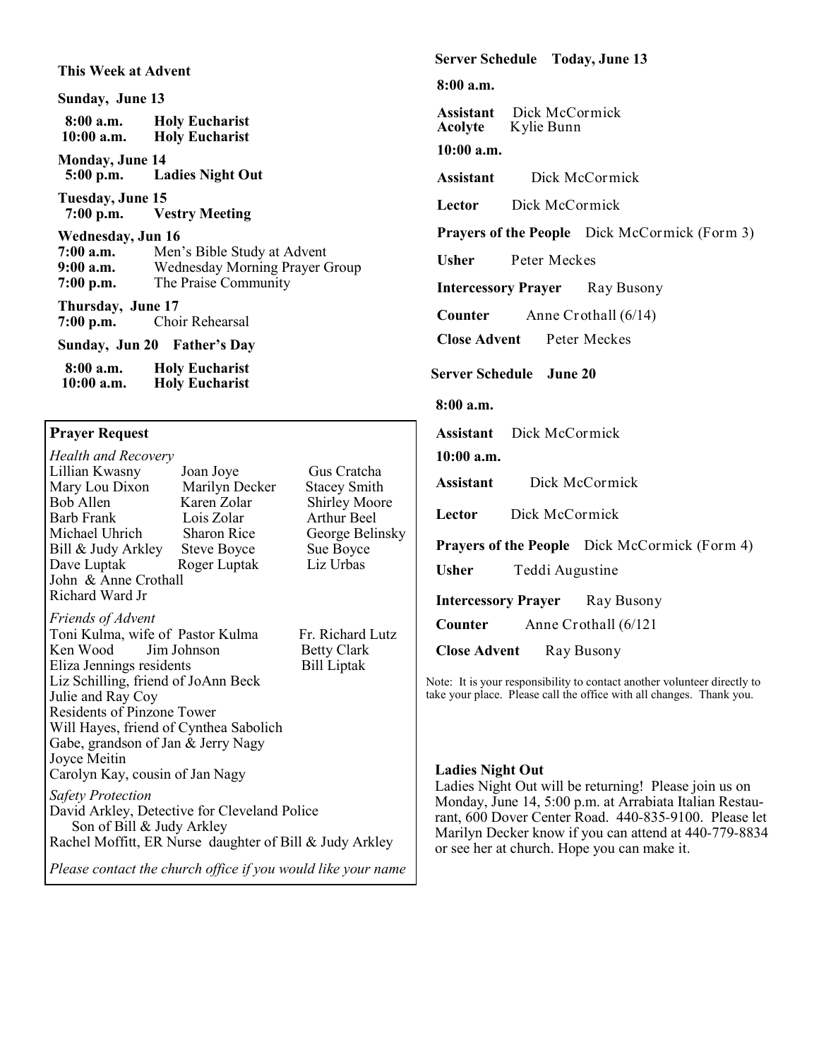**This Week at Advent**

**Sunday, June 13**

**8:00 a.m.** **Holy Eucharist**
**10:00 a.m.** **Holy Eucharist**

**Monday, June 14**
**5:00 p.m.** **Ladies Night Out**

**Tuesday, June 15**
**7:00 p.m.** **Vestry Meeting**

**Wednesday, Jun 16**
**7:00 a.m.** Men's Bible Study at Advent
**9:00 a.m.** Wednesday Morning Prayer Group
**7:00 p.m.** The Praise Community

**Thursday, June 17**
**7:00 p.m.** Choir Rehearsal

**Sunday, Jun 20 Father's Day**

**8:00 a.m.** **Holy Eucharist**
**10:00 a.m.** **Holy Eucharist**

**Prayer Request**

*Health and Recovery*

| | | |
|---|---|---|
| Lillian Kwasny | Joan Joye | Gus Cratcha |
| Mary Lou Dixon | Marilyn Decker | Stacey Smith |
| Bob Allen | Karen Zolar | Shirley Moore |
| Barb Frank | Lois Zolar | Arthur Beel |
| Michael Uhrich | Sharon Rice | George Belinsky |
| Bill & Judy Arkley | Steve Boyce | Sue Boyce |
| Dave Luptak | Roger Luptak | Liz Urbas |

John & Anne Crothall
Richard Ward Jr

*Friends of Advent*

Toni Kulma, wife of Pastor Kulma — Fr. Richard Lutz
Ken Wood — Jim Johnson — Betty Clark
Eliza Jennings residents — Bill Liptak
Liz Schilling, friend of JoAnn Beck
Julie and Ray Coy
Residents of Pinzone Tower
Will Hayes, friend of Cynthea Sabolich
Gabe, grandson of Jan & Jerry Nagy
Joyce Meitin
Carolyn Kay, cousin of Jan Nagy

*Safety Protection*

David Arkley, Detective for Cleveland Police
Son of Bill & Judy Arkley
Rachel Moffitt, ER Nurse daughter of Bill & Judy Arkley

*Please contact the church office if you would like your name*

**Server Schedule Today, June 13**

**8:00 a.m.**

**Assistant** Dick McCormick
**Acolyte** Kylie Bunn

**10:00 a.m.**

**Assistant** Dick McCormick

**Lector** Dick McCormick

**Prayers of the People** Dick McCormick (Form 3)

**Usher** Peter Meckes

**Intercessory Prayer** Ray Busony

**Counter** Anne Crothall (6/14)

**Close Advent** Peter Meckes

**Server Schedule June 20**

**8:00 a.m.**

**Assistant** Dick McCormick

**10:00 a.m.**

**Assistant** Dick McCormick

**Lector** Dick McCormick

**Prayers of the People** Dick McCormick (Form 4)

**Usher** Teddi Augustine

**Intercessory Prayer** Ray Busony

**Counter** Anne Crothall (6/121

**Close Advent** Ray Busony

Note: It is your responsibility to contact another volunteer directly to take your place. Please call the office with all changes. Thank you.

**Ladies Night Out**

Ladies Night Out will be returning! Please join us on Monday, June 14, 5:00 p.m. at Arrabiata Italian Restaurant, 600 Dover Center Road. 440-835-9100. Please let Marilyn Decker know if you can attend at 440-779-8834 or see her at church. Hope you can make it.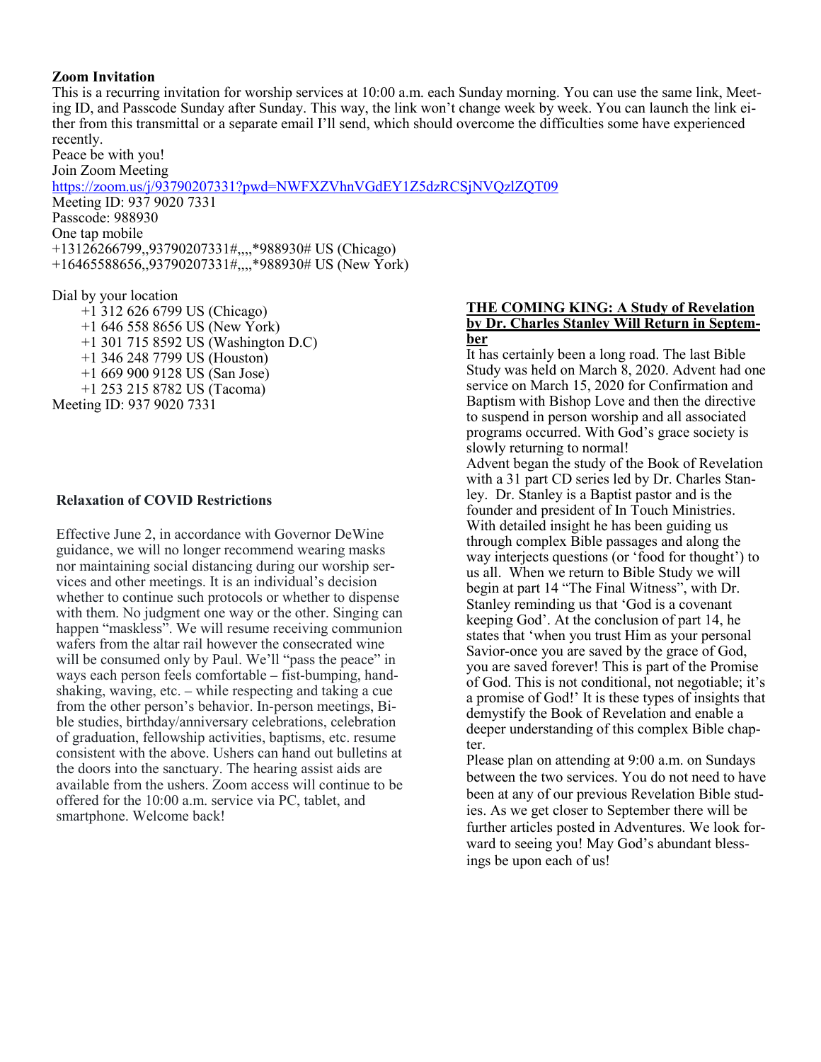**Zoom Invitation**

This is a recurring invitation for worship services at 10:00 a.m. each Sunday morning. You can use the same link, Meeting ID, and Passcode Sunday after Sunday. This way, the link won't change week by week. You can launch the link either from this transmittal or a separate email I'll send, which should overcome the difficulties some have experienced recently.

Peace be with you!

Join Zoom Meeting

https://zoom.us/j/93790207331?pwd=NWFXZVhnVGdEY1Z5dzRCSjNVQzlZQT09

Meeting ID: 937 9020 7331

Passcode: 988930

One tap mobile

+13126266799,,93790207331#,,,,*988930# US (Chicago)

+16465588656,,93790207331#,,,,*988930# US (New York)

Dial by your location

+1 312 626 6799 US (Chicago)
+1 646 558 8656 US (New York)
+1 301 715 8592 US (Washington D.C)
+1 346 248 7799 US (Houston)
+1 669 900 9128 US (San Jose)
+1 253 215 8782 US (Tacoma)

Meeting ID: 937 9020 7331

**Relaxation of COVID Restrictions**

Effective June 2, in accordance with Governor DeWine guidance, we will no longer recommend wearing masks nor maintaining social distancing during our worship services and other meetings. It is an individual's decision whether to continue such protocols or whether to dispense with them. No judgment one way or the other. Singing can happen "maskless". We will resume receiving communion wafers from the altar rail however the consecrated wine will be consumed only by Paul. We'll "pass the peace" in ways each person feels comfortable – fist-bumping, handshaking, waving, etc. – while respecting and taking a cue from the other person's behavior. In-person meetings, Bible studies, birthday/anniversary celebrations, celebration of graduation, fellowship activities, baptisms, etc. resume consistent with the above. Ushers can hand out bulletins at the doors into the sanctuary. The hearing assist aids are available from the ushers. Zoom access will continue to be offered for the 10:00 a.m. service via PC, tablet, and smartphone. Welcome back!

**THE COMING KING: A Study of Revelation by Dr. Charles Stanley Will Return in September**

It has certainly been a long road. The last Bible Study was held on March 8, 2020. Advent had one service on March 15, 2020 for Confirmation and Baptism with Bishop Love and then the directive to suspend in person worship and all associated programs occurred. With God's grace society is slowly returning to normal!

Advent began the study of the Book of Revelation with a 31 part CD series led by Dr. Charles Stanley. Dr. Stanley is a Baptist pastor and is the founder and president of In Touch Ministries. With detailed insight he has been guiding us through complex Bible passages and along the way interjects questions (or 'food for thought') to us all. When we return to Bible Study we will begin at part 14 "The Final Witness", with Dr. Stanley reminding us that 'God is a covenant keeping God'. At the conclusion of part 14, he states that 'when you trust Him as your personal Savior-once you are saved by the grace of God, you are saved forever! This is part of the Promise of God. This is not conditional, not negotiable; it's a promise of God!' It is these types of insights that demystify the Book of Revelation and enable a deeper understanding of this complex Bible chapter.

Please plan on attending at 9:00 a.m. on Sundays between the two services. You do not need to have been at any of our previous Revelation Bible studies. As we get closer to September there will be further articles posted in Adventures. We look forward to seeing you! May God's abundant blessings be upon each of us!